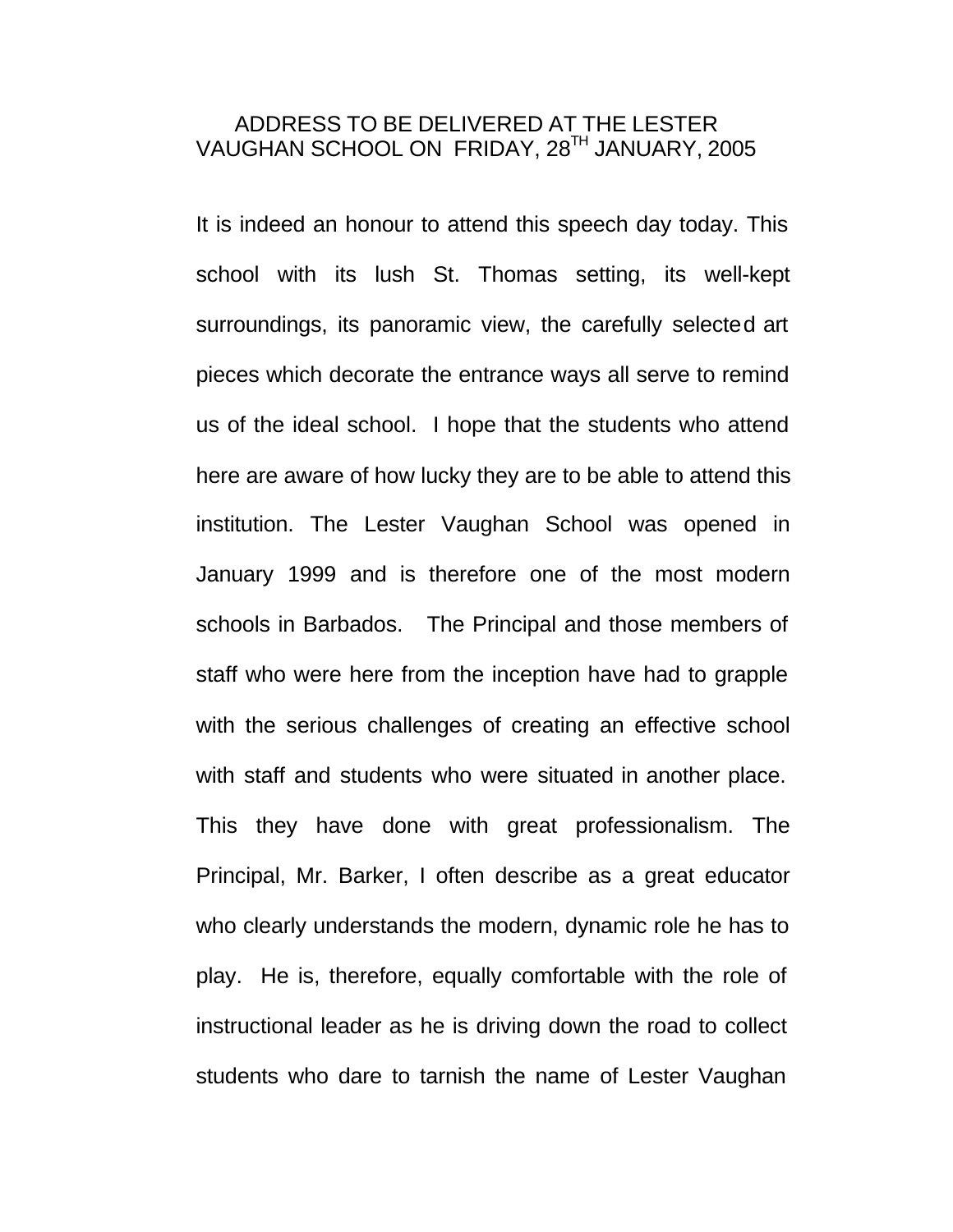# ADDRESS TO BE DELIVERED AT THE LESTER VAUGHAN SCHOOL ON FRIDAY, 28TH JANUARY, 2005

It is indeed an honour to attend this speech day today. This school with its lush St. Thomas setting, its well-kept surroundings, its panoramic view, the carefully selected art pieces which decorate the entrance ways all serve to remind us of the ideal school. I hope that the students who attend here are aware of how lucky they are to be able to attend this institution. The Lester Vaughan School was opened in January 1999 and is therefore one of the most modern schools in Barbados. The Principal and those members of staff who were here from the inception have had to grapple with the serious challenges of creating an effective school with staff and students who were situated in another place. This they have done with great professionalism. The Principal, Mr. Barker, I often describe as a great educator who clearly understands the modern, dynamic role he has to play. He is, therefore, equally comfortable with the role of instructional leader as he is driving down the road to collect students who dare to tarnish the name of Lester Vaughan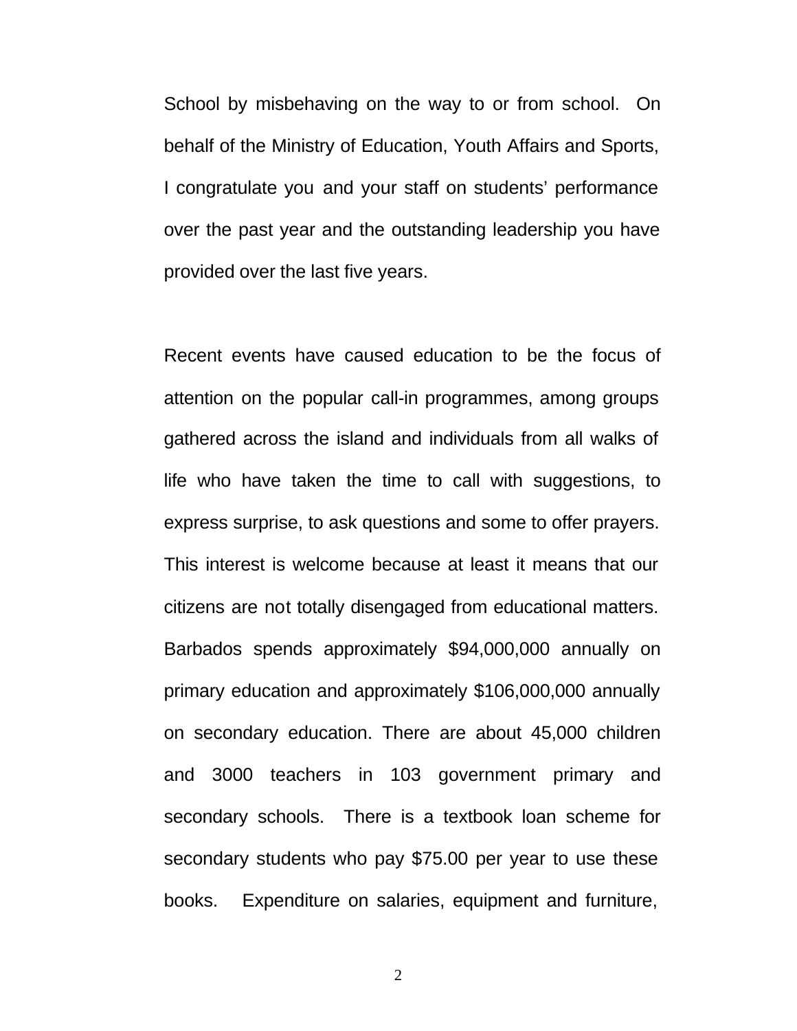School by misbehaving on the way to or from school. On behalf of the Ministry of Education, Youth Affairs and Sports, I congratulate you and your staff on students' performance over the past year and the outstanding leadership you have provided over the last five years.

Recent events have caused education to be the focus of attention on the popular call-in programmes, among groups gathered across the island and individuals from all walks of life who have taken the time to call with suggestions, to express surprise, to ask questions and some to offer prayers. This interest is welcome because at least it means that our citizens are not totally disengaged from educational matters. Barbados spends approximately $94,000,000 annually on primary education and approximately $106,000,000 annually on secondary education. There are about 45,000 children and 3000 teachers in 103 government primary and secondary schools. There is a textbook loan scheme for secondary students who pay $75.00 per year to use these books. Expenditure on salaries, equipment and furniture,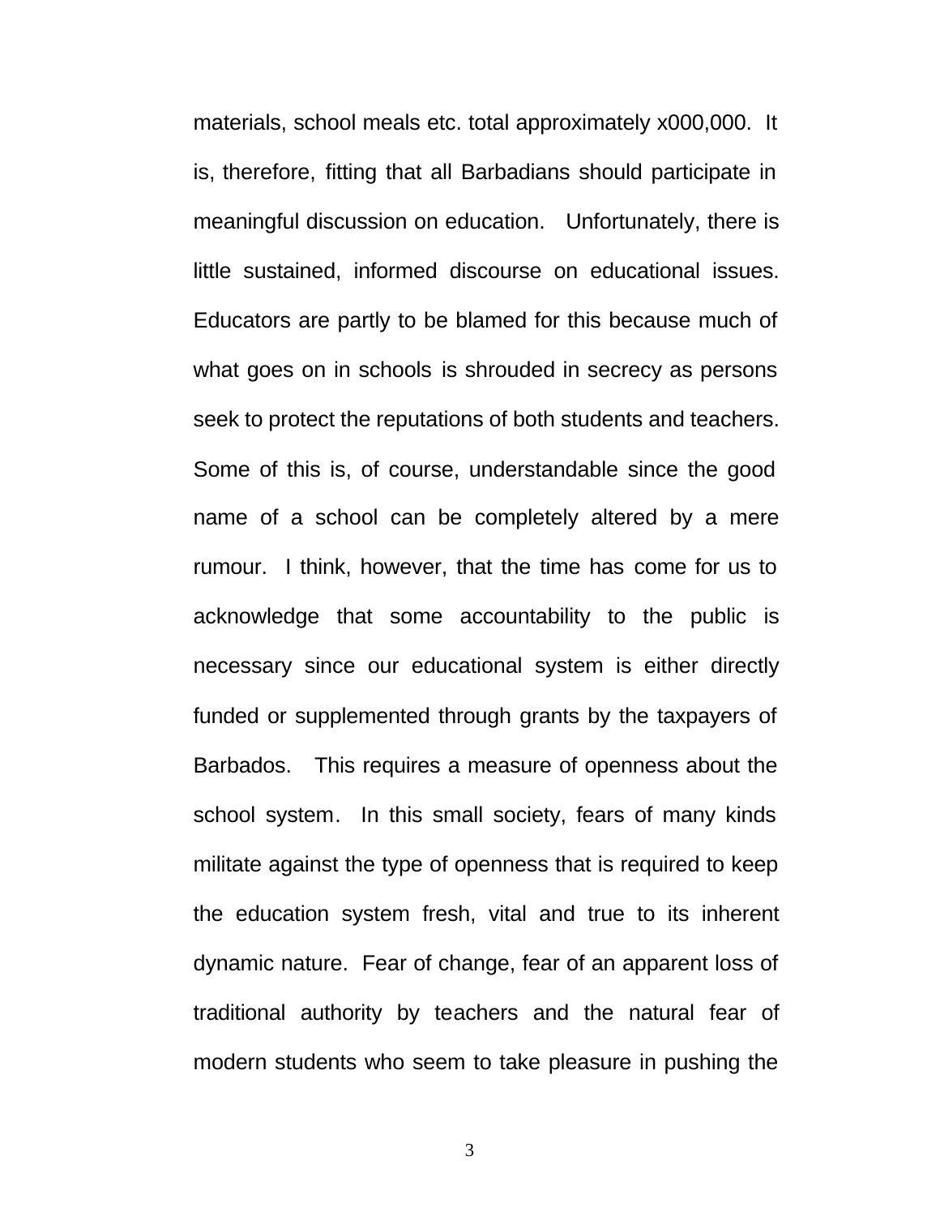materials, school meals etc. total approximately x000,000. It is, therefore, fitting that all Barbadians should participate in meaningful discussion on education. Unfortunately, there is little sustained, informed discourse on educational issues. Educators are partly to be blamed for this because much of what goes on in schools is shrouded in secrecy as persons seek to protect the reputations of both students and teachers. Some of this is, of course, understandable since the good name of a school can be completely altered by a mere rumour. I think, however, that the time has come for us to acknowledge that some accountability to the public is necessary since our educational system is either directly funded or supplemented through grants by the taxpayers of Barbados. This requires a measure of openness about the school system. In this small society, fears of many kinds militate against the type of openness that is required to keep the education system fresh, vital and true to its inherent dynamic nature. Fear of change, fear of an apparent loss of traditional authority by teachers and the natural fear of modern students who seem to take pleasure in pushing the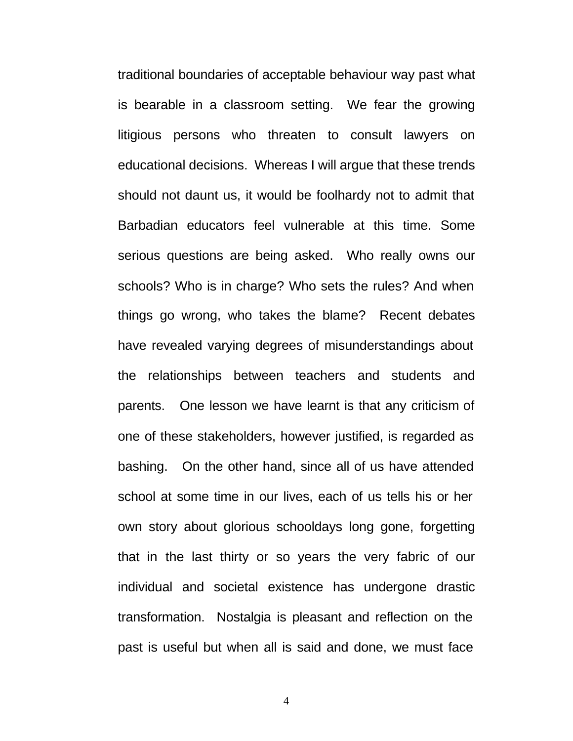traditional boundaries of acceptable behaviour way past what is bearable in a classroom setting. We fear the growing litigious persons who threaten to consult lawyers on educational decisions. Whereas I will argue that these trends should not daunt us, it would be foolhardy not to admit that Barbadian educators feel vulnerable at this time. Some serious questions are being asked. Who really owns our schools? Who is in charge? Who sets the rules? And when things go wrong, who takes the blame? Recent debates have revealed varying degrees of misunderstandings about the relationships between teachers and students and parents. One lesson we have learnt is that any criticism of one of these stakeholders, however justified, is regarded as bashing. On the other hand, since all of us have attended school at some time in our lives, each of us tells his or her own story about glorious schooldays long gone, forgetting that in the last thirty or so years the very fabric of our individual and societal existence has undergone drastic transformation. Nostalgia is pleasant and reflection on the past is useful but when all is said and done, we must face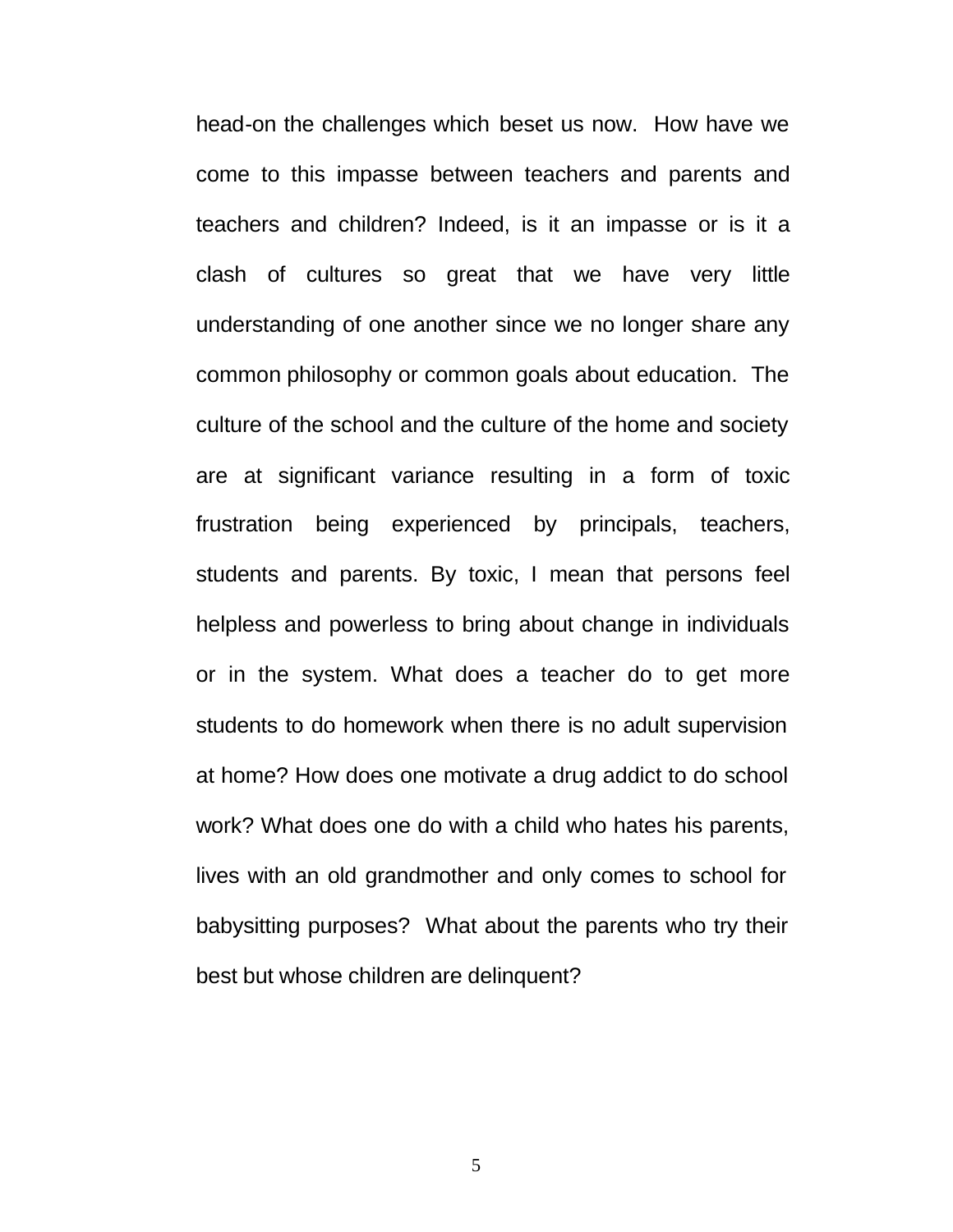head-on the challenges which beset us now. How have we come to this impasse between teachers and parents and teachers and children? Indeed, is it an impasse or is it a clash of cultures so great that we have very little understanding of one another since we no longer share any common philosophy or common goals about education. The culture of the school and the culture of the home and society are at significant variance resulting in a form of toxic frustration being experienced by principals, teachers, students and parents. By toxic, I mean that persons feel helpless and powerless to bring about change in individuals or in the system. What does a teacher do to get more students to do homework when there is no adult supervision at home? How does one motivate a drug addict to do school work? What does one do with a child who hates his parents, lives with an old grandmother and only comes to school for babysitting purposes? What about the parents who try their best but whose children are delinquent?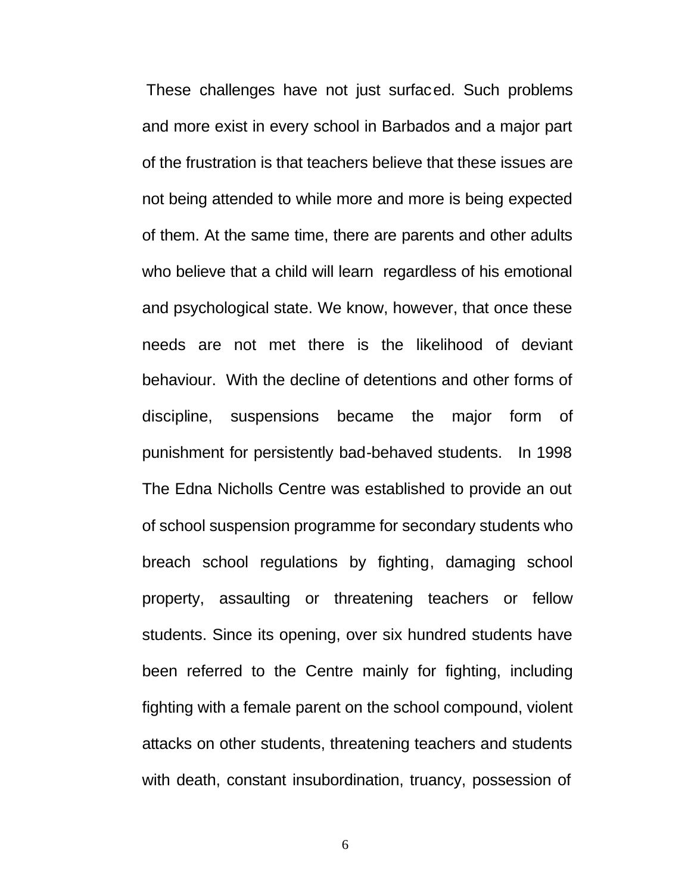These challenges have not just surfaced. Such problems and more exist in every school in Barbados and a major part of the frustration is that teachers believe that these issues are not being attended to while more and more is being expected of them. At the same time, there are parents and other adults who believe that a child will learn regardless of his emotional and psychological state. We know, however, that once these needs are not met there is the likelihood of deviant behaviour. With the decline of detentions and other forms of discipline, suspensions became the major form of punishment for persistently bad-behaved students. In 1998 The Edna Nicholls Centre was established to provide an out of school suspension programme for secondary students who breach school regulations by fighting, damaging school property, assaulting or threatening teachers or fellow students. Since its opening, over six hundred students have been referred to the Centre mainly for fighting, including fighting with a female parent on the school compound, violent attacks on other students, threatening teachers and students with death, constant insubordination, truancy, possession of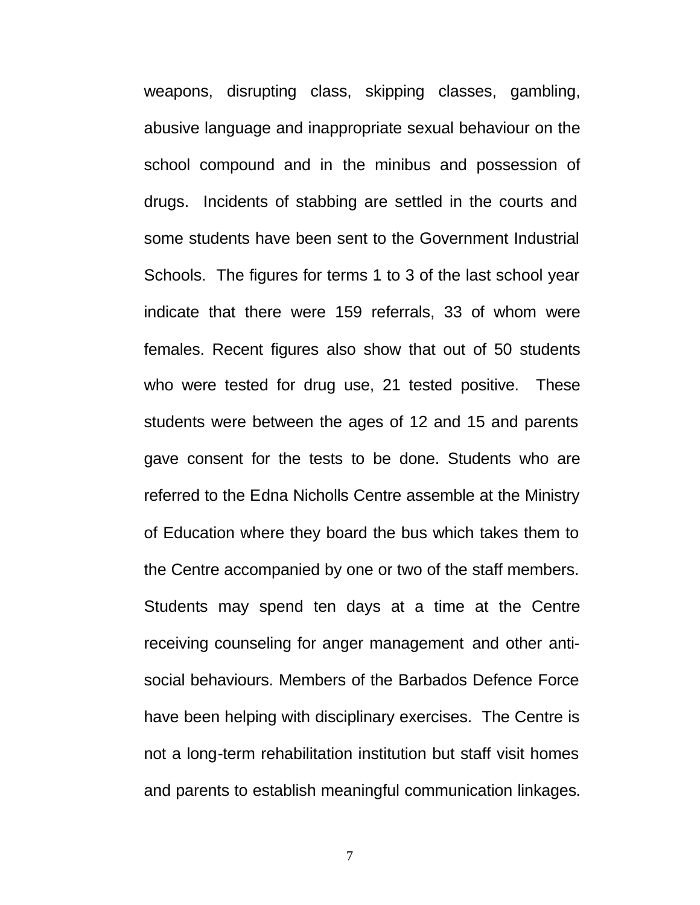weapons, disrupting class, skipping classes, gambling, abusive language and inappropriate sexual behaviour on the school compound and in the minibus and possession of drugs. Incidents of stabbing are settled in the courts and some students have been sent to the Government Industrial Schools. The figures for terms 1 to 3 of the last school year indicate that there were 159 referrals, 33 of whom were females. Recent figures also show that out of 50 students who were tested for drug use, 21 tested positive. These students were between the ages of 12 and 15 and parents gave consent for the tests to be done. Students who are referred to the Edna Nicholls Centre assemble at the Ministry of Education where they board the bus which takes them to the Centre accompanied by one or two of the staff members. Students may spend ten days at a time at the Centre receiving counseling for anger management and other anti-social behaviours. Members of the Barbados Defence Force have been helping with disciplinary exercises. The Centre is not a long-term rehabilitation institution but staff visit homes and parents to establish meaningful communication linkages.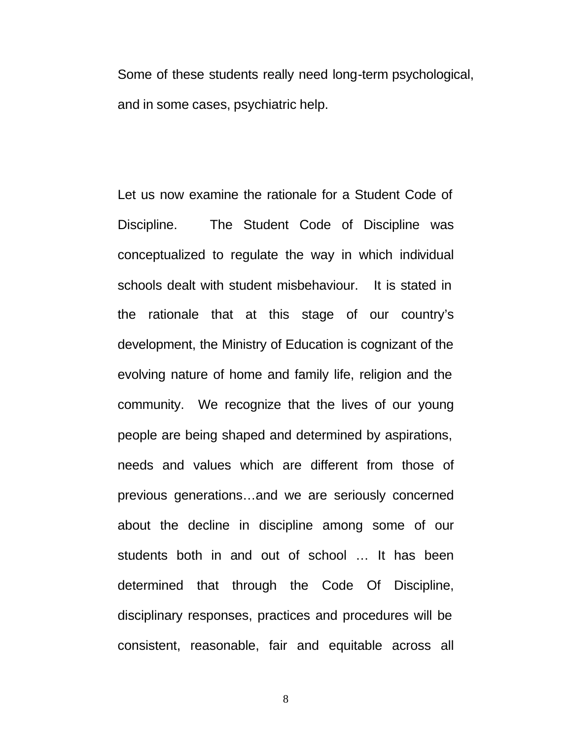Some of these students really need long-term psychological, and in some cases, psychiatric help.

Let us now examine the rationale for a Student Code of Discipline. The Student Code of Discipline was conceptualized to regulate the way in which individual schools dealt with student misbehaviour. It is stated in the rationale that at this stage of our country's development, the Ministry of Education is cognizant of the evolving nature of home and family life, religion and the community. We recognize that the lives of our young people are being shaped and determined by aspirations, needs and values which are different from those of previous generations…and we are seriously concerned about the decline in discipline among some of our students both in and out of school … It has been determined that through the Code Of Discipline, disciplinary responses, practices and procedures will be consistent, reasonable, fair and equitable across all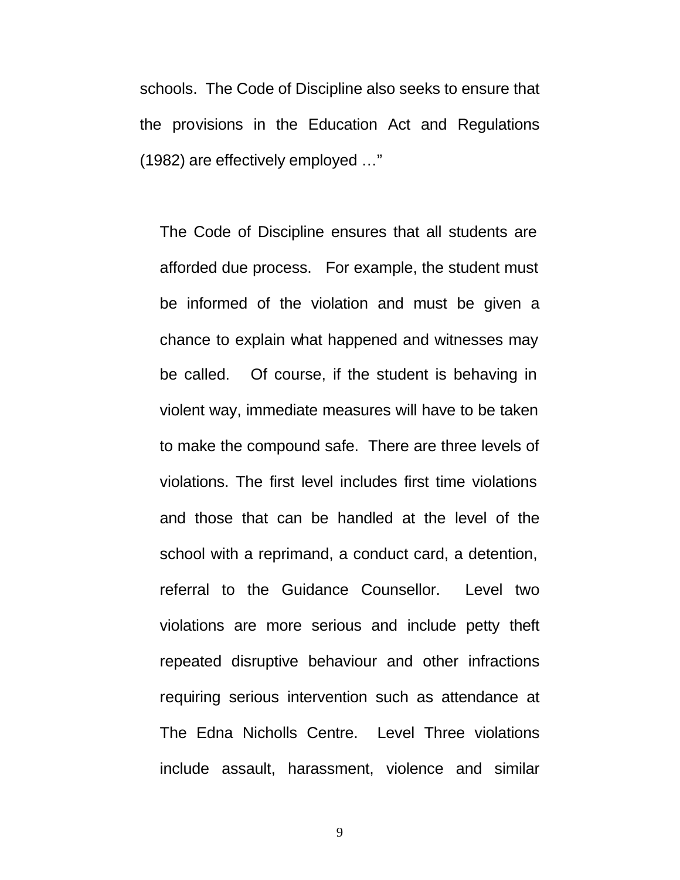schools. The Code of Discipline also seeks to ensure that the provisions in the Education Act and Regulations (1982) are effectively employed …"

The Code of Discipline ensures that all students are afforded due process. For example, the student must be informed of the violation and must be given a chance to explain what happened and witnesses may be called. Of course, if the student is behaving in violent way, immediate measures will have to be taken to make the compound safe. There are three levels of violations. The first level includes first time violations and those that can be handled at the level of the school with a reprimand, a conduct card, a detention, referral to the Guidance Counsellor. Level two violations are more serious and include petty theft repeated disruptive behaviour and other infractions requiring serious intervention such as attendance at The Edna Nicholls Centre. Level Three violations include assault, harassment, violence and similar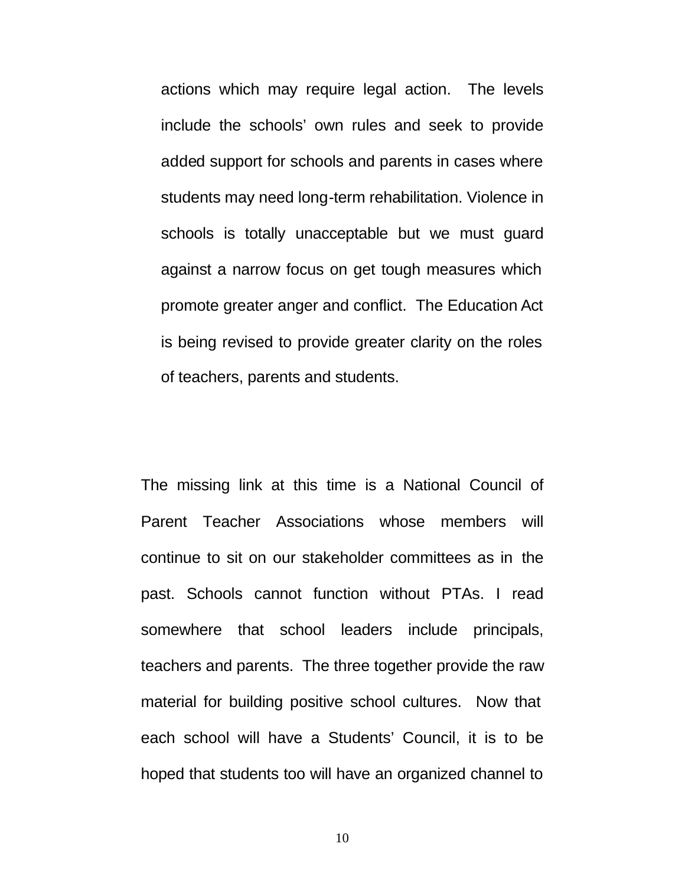actions which may require legal action. The levels include the schools' own rules and seek to provide added support for schools and parents in cases where students may need long-term rehabilitation. Violence in schools is totally unacceptable but we must guard against a narrow focus on get tough measures which promote greater anger and conflict. The Education Act is being revised to provide greater clarity on the roles of teachers, parents and students.

The missing link at this time is a National Council of Parent Teacher Associations whose members will continue to sit on our stakeholder committees as in the past. Schools cannot function without PTAs. I read somewhere that school leaders include principals, teachers and parents. The three together provide the raw material for building positive school cultures. Now that each school will have a Students' Council, it is to be hoped that students too will have an organized channel to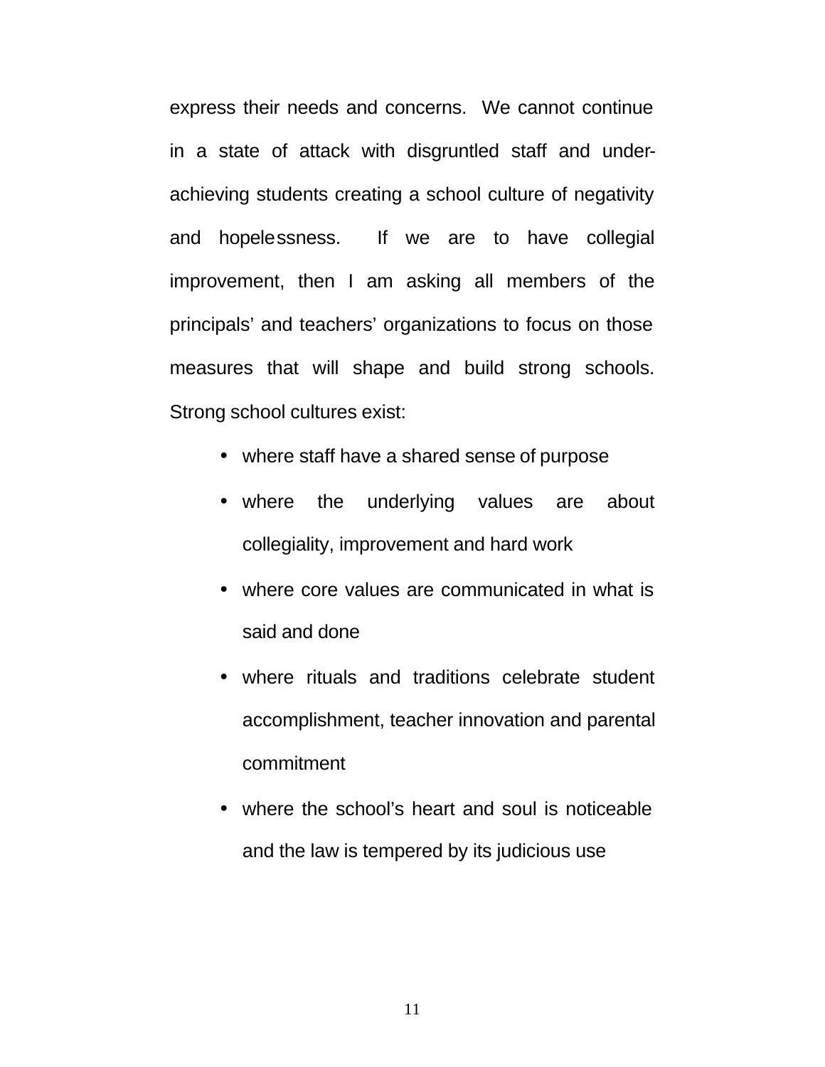express their needs and concerns. We cannot continue in a state of attack with disgruntled staff and under-achieving students creating a school culture of negativity and hopelessness. If we are to have collegial improvement, then I am asking all members of the principals' and teachers' organizations to focus on those measures that will shape and build strong schools. Strong school cultures exist:

- where staff have a shared sense of purpose
- where the underlying values are about collegiality, improvement and hard work
- where core values are communicated in what is said and done
- where rituals and traditions celebrate student accomplishment, teacher innovation and parental commitment
- where the school's heart and soul is noticeable and the law is tempered by its judicious use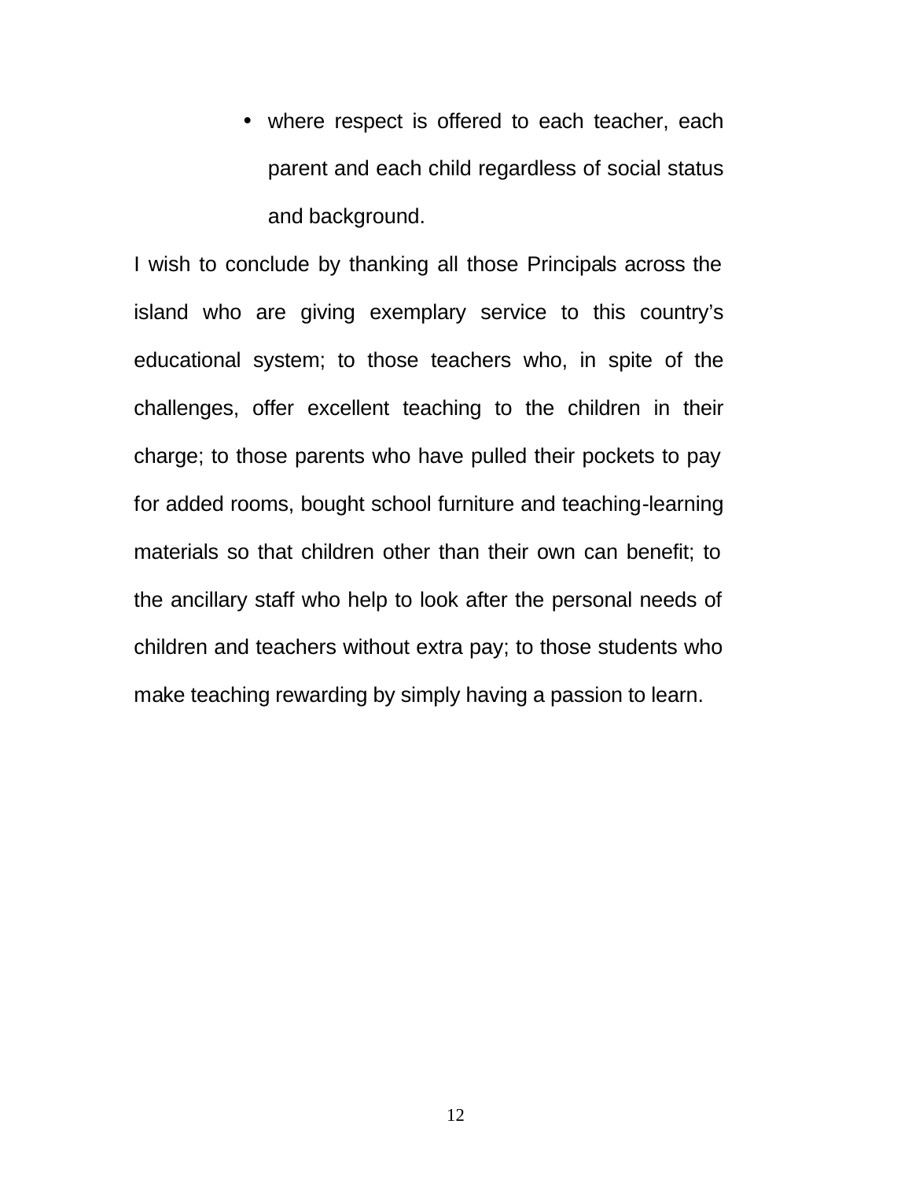- where respect is offered to each teacher, each parent and each child regardless of social status and background.

I wish to conclude by thanking all those Principals across the island who are giving exemplary service to this country's educational system; to those teachers who, in spite of the challenges, offer excellent teaching to the children in their charge; to those parents who have pulled their pockets to pay for added rooms, bought school furniture and teaching-learning materials so that children other than their own can benefit; to the ancillary staff who help to look after the personal needs of children and teachers without extra pay; to those students who make teaching rewarding by simply having a passion to learn.